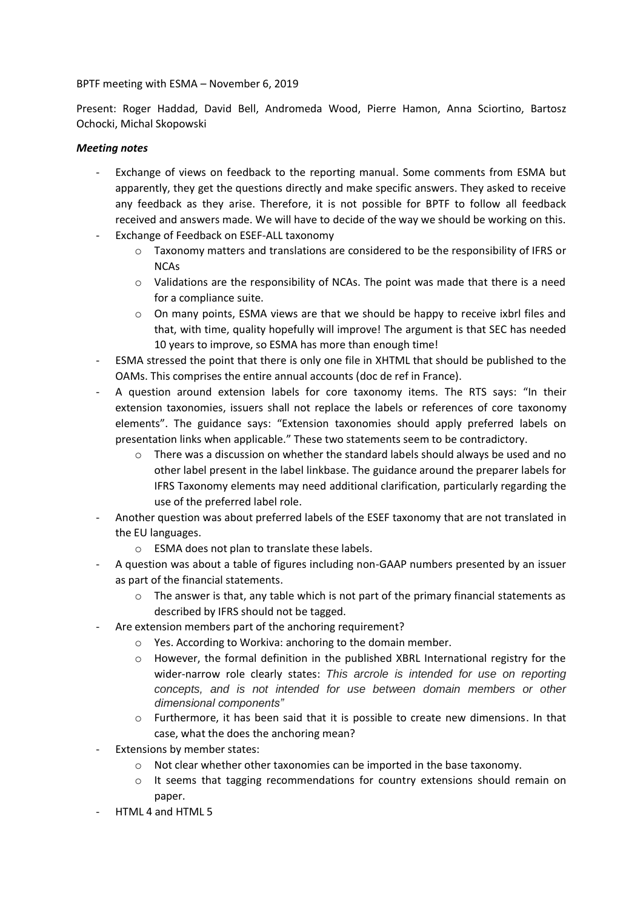BPTF meeting with ESMA – November 6, 2019

Present: Roger Haddad, David Bell, Andromeda Wood, Pierre Hamon, Anna Sciortino, Bartosz Ochocki, Michal Skopowski

***Meeting notes***

- Exchange of views on feedback to the reporting manual. Some comments from ESMA but apparently, they get the questions directly and make specific answers. They asked to receive any feedback as they arise. Therefore, it is not possible for BPTF to follow all feedback received and answers made. We will have to decide of the way we should be working on this.
- Exchange of Feedback on ESEF-ALL taxonomy
  - Taxonomy matters and translations are considered to be the responsibility of IFRS or NCAs
  - Validations are the responsibility of NCAs. The point was made that there is a need for a compliance suite.
  - On many points, ESMA views are that we should be happy to receive ixbrl files and that, with time, quality hopefully will improve! The argument is that SEC has needed 10 years to improve, so ESMA has more than enough time!
- ESMA stressed the point that there is only one file in XHTML that should be published to the OAMs. This comprises the entire annual accounts (doc de ref in France).
- A question around extension labels for core taxonomy items. The RTS says: "In their extension taxonomies, issuers shall not replace the labels or references of core taxonomy elements". The guidance says: "Extension taxonomies should apply preferred labels on presentation links when applicable." These two statements seem to be contradictory.
  - There was a discussion on whether the standard labels should always be used and no other label present in the label linkbase. The guidance around the preparer labels for IFRS Taxonomy elements may need additional clarification, particularly regarding the use of the preferred label role.
- Another question was about preferred labels of the ESEF taxonomy that are not translated in the EU languages.
  - ESMA does not plan to translate these labels.
- A question was about a table of figures including non-GAAP numbers presented by an issuer as part of the financial statements.
  - The answer is that, any table which is not part of the primary financial statements as described by IFRS should not be tagged.
- Are extension members part of the anchoring requirement?
  - Yes. According to Workiva: anchoring to the domain member.
  - However, the formal definition in the published XBRL International registry for the wider-narrow role clearly states: *This arcrole is intended for use on reporting concepts, and is not intended for use between domain members or other dimensional components"*
  - Furthermore, it has been said that it is possible to create new dimensions. In that case, what the does the anchoring mean?
- Extensions by member states:
  - Not clear whether other taxonomies can be imported in the base taxonomy.
  - It seems that tagging recommendations for country extensions should remain on paper.
- HTML 4 and HTML 5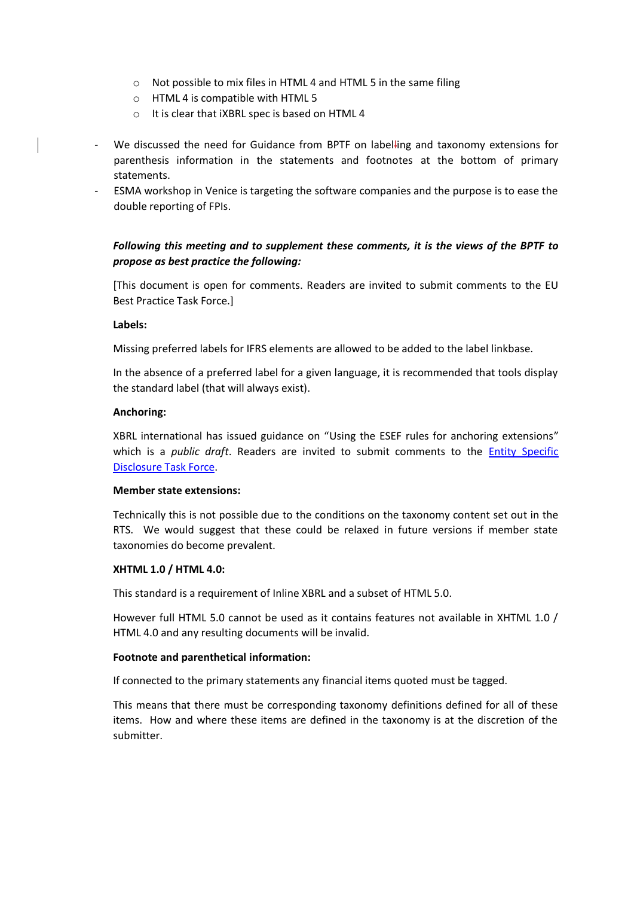- Not possible to mix files in HTML 4 and HTML 5 in the same filing
  - HTML 4 is compatible with HTML 5
  - It is clear that iXBRL spec is based on HTML 4

- We discussed the need for Guidance from BPTF on labelling and taxonomy extensions for parenthesis information in the statements and footnotes at the bottom of primary statements.
- ESMA workshop in Venice is targeting the software companies and the purpose is to ease the double reporting of FPIs.

***Following this meeting and to supplement these comments, it is the views of the BPTF to propose as best practice the following:***

[This document is open for comments. Readers are invited to submit comments to the EU Best Practice Task Force.]

**Labels:**

Missing preferred labels for IFRS elements are allowed to be added to the label linkbase.

In the absence of a preferred label for a given language, it is recommended that tools display the standard label (that will always exist).

**Anchoring:**

XBRL international has issued guidance on "Using the ESEF rules for anchoring extensions" which is a *public draft*. Readers are invited to submit comments to the Entity Specific Disclosure Task Force.

**Member state extensions:**

Technically this is not possible due to the conditions on the taxonomy content set out in the RTS. We would suggest that these could be relaxed in future versions if member state taxonomies do become prevalent.

**XHTML 1.0 / HTML 4.0:**

This standard is a requirement of Inline XBRL and a subset of HTML 5.0.

However full HTML 5.0 cannot be used as it contains features not available in XHTML 1.0 / HTML 4.0 and any resulting documents will be invalid.

**Footnote and parenthetical information:**

If connected to the primary statements any financial items quoted must be tagged.

This means that there must be corresponding taxonomy definitions defined for all of these items. How and where these items are defined in the taxonomy is at the discretion of the submitter.